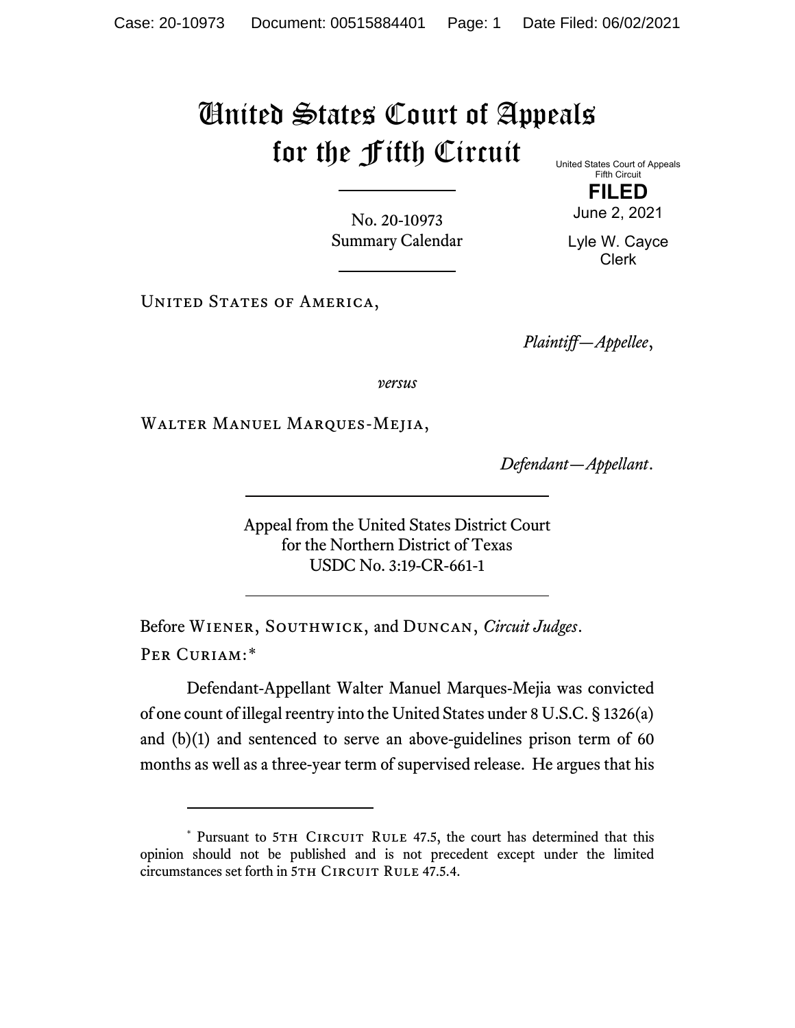# United States Court of Appeals for the Fifth Circuit

United States Court of Appeals
Fifth Circuit

**FILED**

June 2, 2021

Lyle W. Cayce
Clerk

No. 20-10973
Summary Calendar

United States of America,

*Plaintiff—Appellee*,

*versus*

Walter Manuel Marques-Mejia,

*Defendant—Appellant*.

Appeal from the United States District Court
for the Northern District of Texas
USDC No. 3:19-CR-661-1

Before Wiener, Southwick, and Duncan, *Circuit Judges*.

Per Curiam:*

Defendant-Appellant Walter Manuel Marques-Mejia was convicted of one count of illegal reentry into the United States under 8 U.S.C. § 1326(a) and (b)(1) and sentenced to serve an above-guidelines prison term of 60 months as well as a three-year term of supervised release. He argues that his

---

\* Pursuant to 5th Circuit Rule 47.5, the court has determined that this opinion should not be published and is not precedent except under the limited circumstances set forth in 5th Circuit Rule 47.5.4.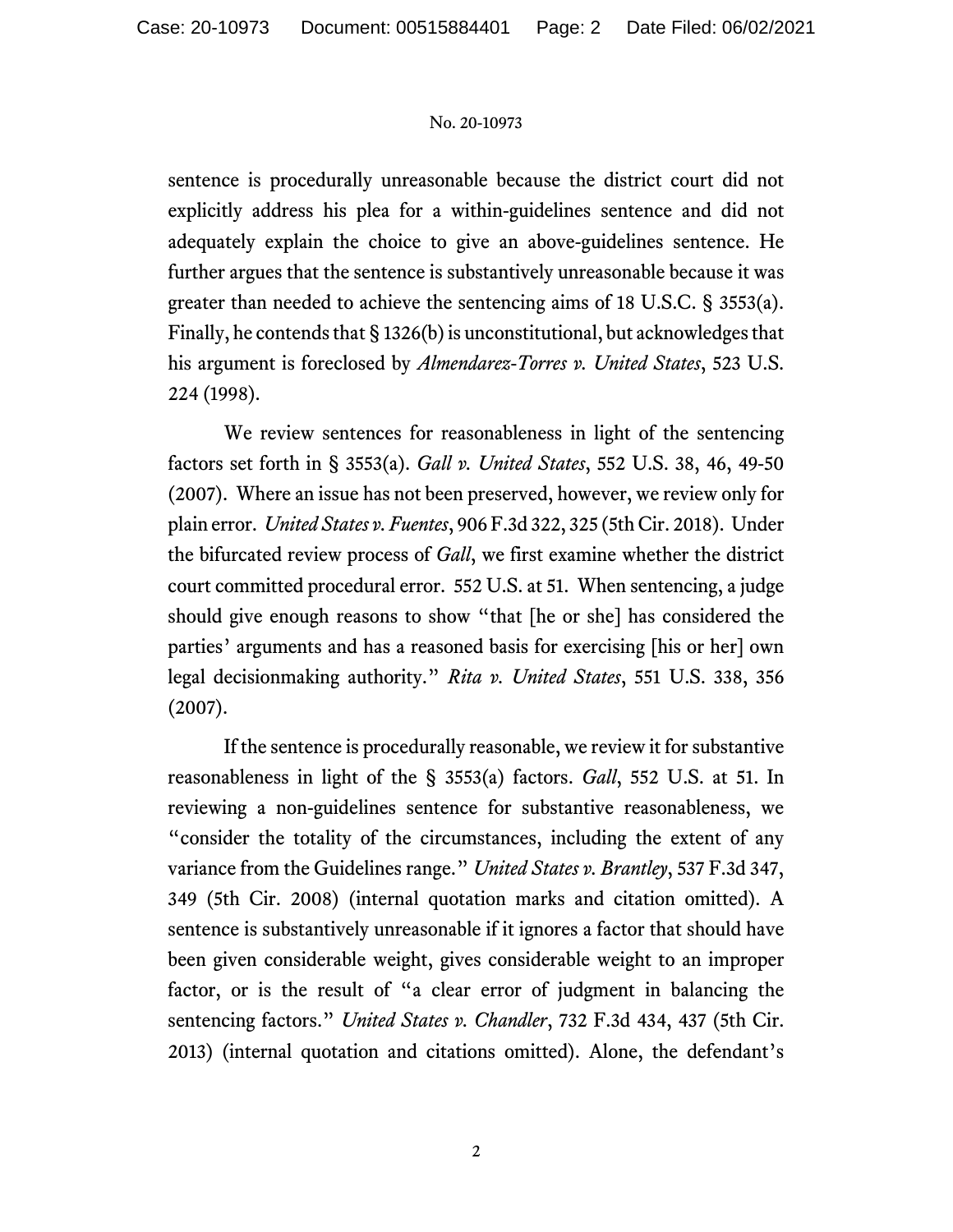sentence is procedurally unreasonable because the district court did not explicitly address his plea for a within-guidelines sentence and did not adequately explain the choice to give an above-guidelines sentence. He further argues that the sentence is substantively unreasonable because it was greater than needed to achieve the sentencing aims of 18 U.S.C. § 3553(a). Finally, he contends that § 1326(b) is unconstitutional, but acknowledges that his argument is foreclosed by *Almendarez-Torres v. United States*, 523 U.S. 224 (1998).

We review sentences for reasonableness in light of the sentencing factors set forth in § 3553(a). *Gall v. United States*, 552 U.S. 38, 46, 49-50 (2007). Where an issue has not been preserved, however, we review only for plain error. *United States v. Fuentes*, 906 F.3d 322, 325 (5th Cir. 2018). Under the bifurcated review process of *Gall*, we first examine whether the district court committed procedural error. 552 U.S. at 51. When sentencing, a judge should give enough reasons to show "that [he or she] has considered the parties' arguments and has a reasoned basis for exercising [his or her] own legal decisionmaking authority." *Rita v. United States*, 551 U.S. 338, 356 (2007).

If the sentence is procedurally reasonable, we review it for substantive reasonableness in light of the § 3553(a) factors. *Gall*, 552 U.S. at 51. In reviewing a non-guidelines sentence for substantive reasonableness, we "consider the totality of the circumstances, including the extent of any variance from the Guidelines range." *United States v. Brantley*, 537 F.3d 347, 349 (5th Cir. 2008) (internal quotation marks and citation omitted). A sentence is substantively unreasonable if it ignores a factor that should have been given considerable weight, gives considerable weight to an improper factor, or is the result of "a clear error of judgment in balancing the sentencing factors." *United States v. Chandler*, 732 F.3d 434, 437 (5th Cir. 2013) (internal quotation and citations omitted). Alone, the defendant's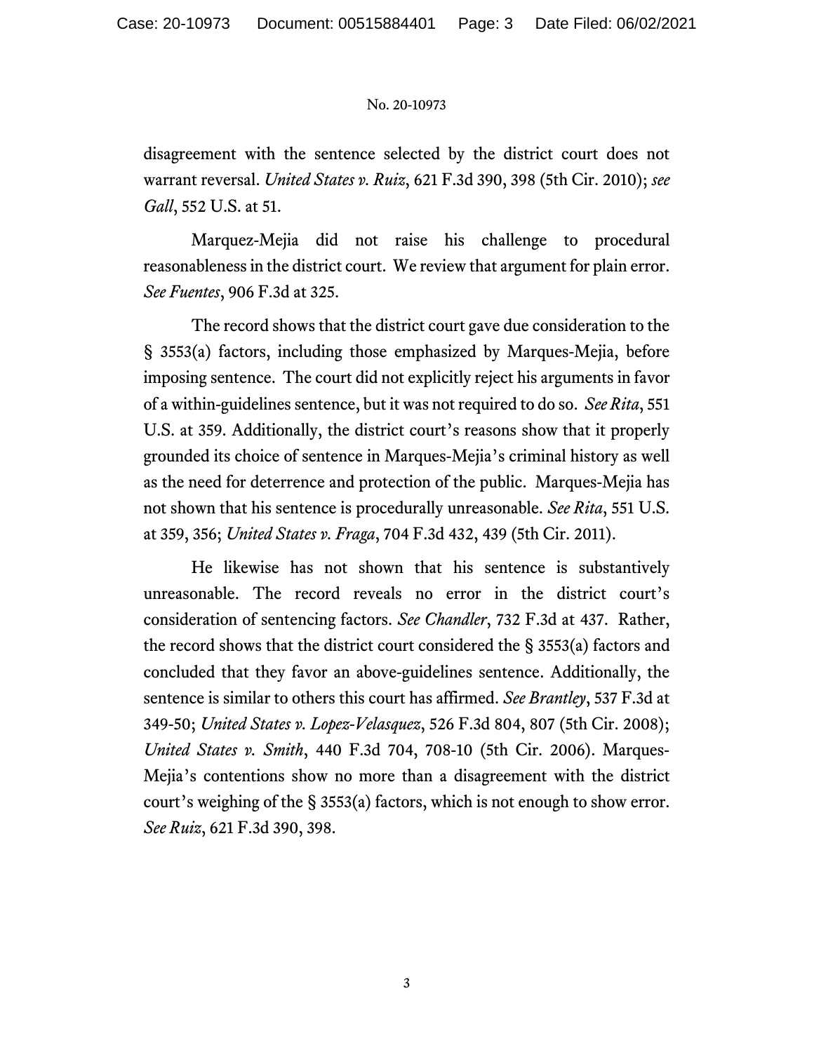disagreement with the sentence selected by the district court does not warrant reversal. *United States v. Ruiz*, 621 F.3d 390, 398 (5th Cir. 2010); *see Gall*, 552 U.S. at 51.

Marquez-Mejia did not raise his challenge to procedural reasonableness in the district court. We review that argument for plain error. *See Fuentes*, 906 F.3d at 325.

The record shows that the district court gave due consideration to the § 3553(a) factors, including those emphasized by Marques-Mejia, before imposing sentence. The court did not explicitly reject his arguments in favor of a within-guidelines sentence, but it was not required to do so. *See Rita*, 551 U.S. at 359. Additionally, the district court's reasons show that it properly grounded its choice of sentence in Marques-Mejia's criminal history as well as the need for deterrence and protection of the public. Marques-Mejia has not shown that his sentence is procedurally unreasonable. *See Rita*, 551 U.S. at 359, 356; *United States v. Fraga*, 704 F.3d 432, 439 (5th Cir. 2011).

He likewise has not shown that his sentence is substantively unreasonable. The record reveals no error in the district court's consideration of sentencing factors. *See Chandler*, 732 F.3d at 437. Rather, the record shows that the district court considered the § 3553(a) factors and concluded that they favor an above-guidelines sentence. Additionally, the sentence is similar to others this court has affirmed. *See Brantley*, 537 F.3d at 349-50; *United States v. Lopez-Velasquez*, 526 F.3d 804, 807 (5th Cir. 2008); *United States v. Smith*, 440 F.3d 704, 708-10 (5th Cir. 2006). Marques-Mejia's contentions show no more than a disagreement with the district court's weighing of the § 3553(a) factors, which is not enough to show error. *See Ruiz*, 621 F.3d 390, 398.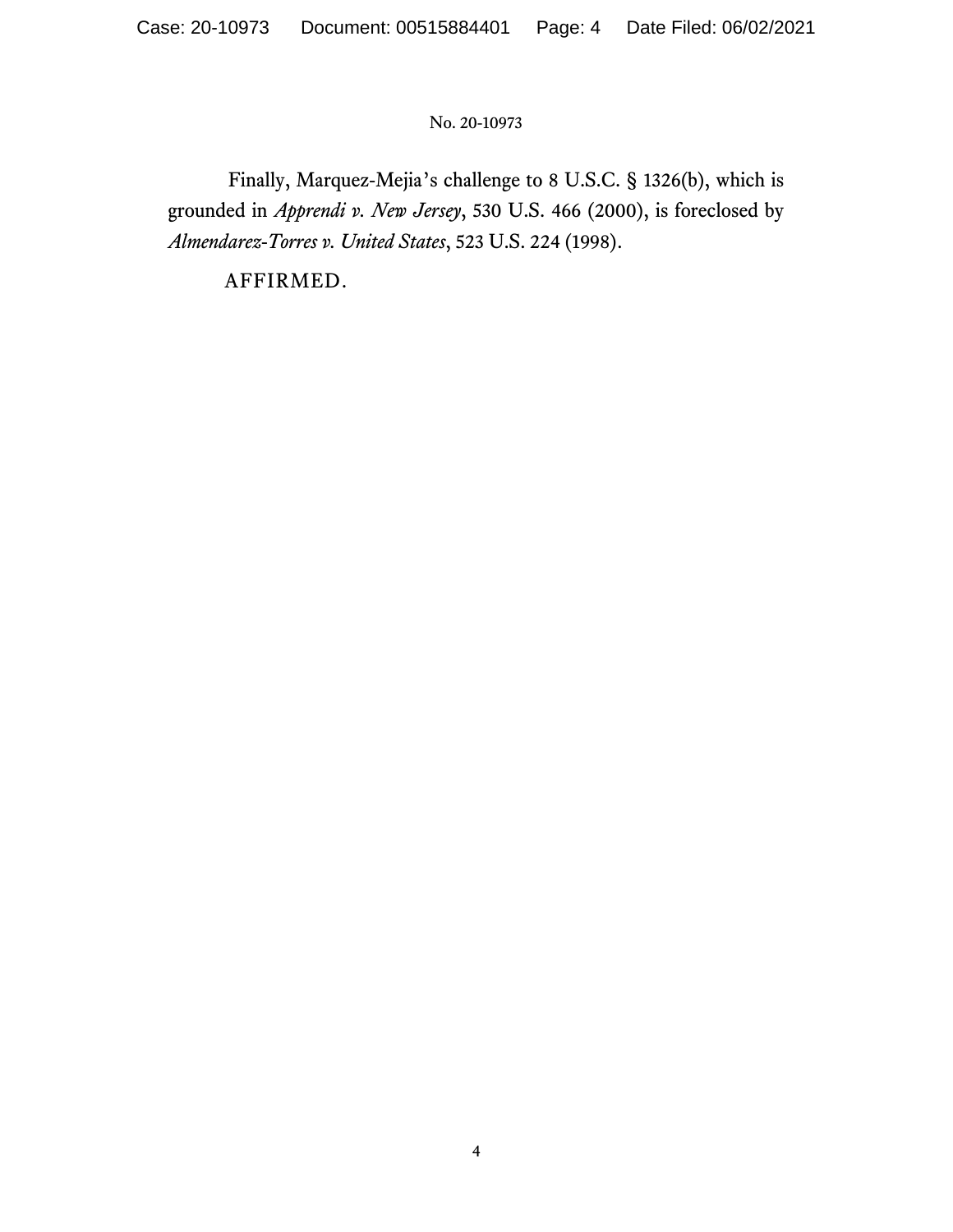Finally, Marquez-Mejia's challenge to 8 U.S.C. § 1326(b), which is grounded in *Apprendi v. New Jersey*, 530 U.S. 466 (2000), is foreclosed by *Almendarez-Torres v. United States*, 523 U.S. 224 (1998).

AFFIRMED.